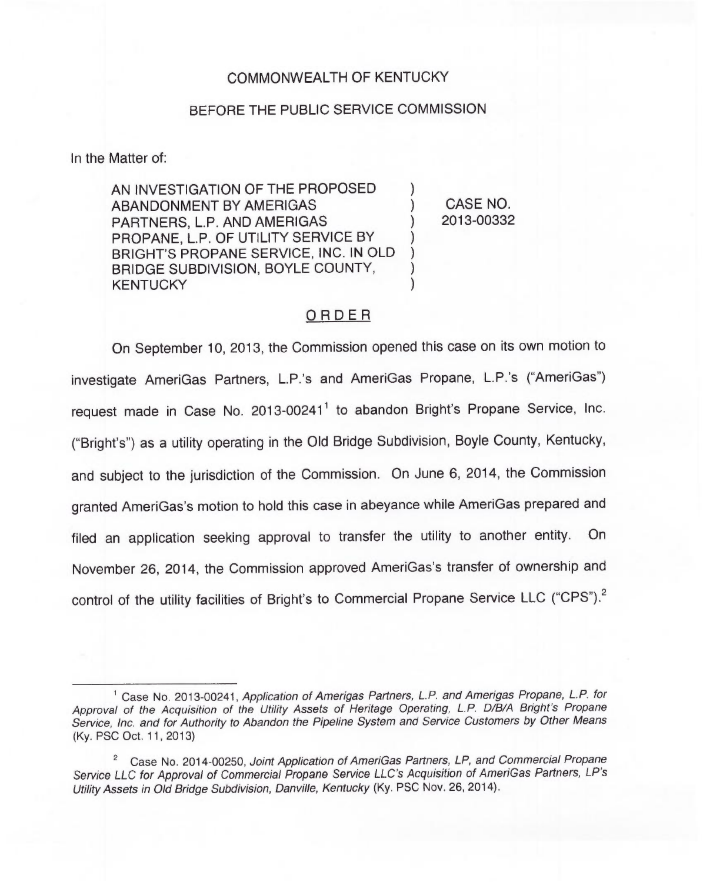COMMONWEALTH OF KENTUCKY

BEFORE THE PUBLIC SERVICE COMMISSION

In the Matter of:

| | | |
|---|---|---|
| AN INVESTIGATION OF THE PROPOSED ABANDONMENT BY AMERIGAS PARTNERS, L.P. AND AMERIGAS PROPANE, L.P. OF UTILITY SERVICE BY BRIGHT'S PROPANE SERVICE, INC. IN OLD BRIDGE SUBDIVISION, BOYLE COUNTY, KENTUCKY | ) | CASE NO. 2013-00332 |

## ORDER

On September 10, 2013, the Commission opened this case on its own motion to investigate AmeriGas Partners, L.P.'s and AmeriGas Propane, L.P.'s ("AmeriGas") request made in Case No. 2013-00241[1] to abandon Bright's Propane Service, Inc. ("Bright's") as a utility operating in the Old Bridge Subdivision, Boyle County, Kentucky, and subject to the jurisdiction of the Commission. On June 6, 2014, the Commission granted AmeriGas's motion to hold this case in abeyance while AmeriGas prepared and filed an application seeking approval to transfer the utility to another entity. On November 26, 2014, the Commission approved AmeriGas's transfer of ownership and control of the utility facilities of Bright's to Commercial Propane Service LLC ("CPS").[2]

---

[1] Case No. 2013-00241, *Application of Amerigas Partners, L.P. and Amerigas Propane, L.P. for Approval of the Acquisition of the Utility Assets of Heritage Operating, L.P. D/B/A Bright's Propane Service, Inc. and for Authority to Abandon the Pipeline System and Service Customers by Other Means* (Ky. PSC Oct. 11, 2013)

[2] Case No. 2014-00250, *Joint Application of AmeriGas Partners, LP, and Commercial Propane Service LLC for Approval of Commercial Propane Service LLC's Acquisition of AmeriGas Partners, LP's Utility Assets in Old Bridge Subdivision, Danville, Kentucky* (Ky. PSC Nov. 26, 2014).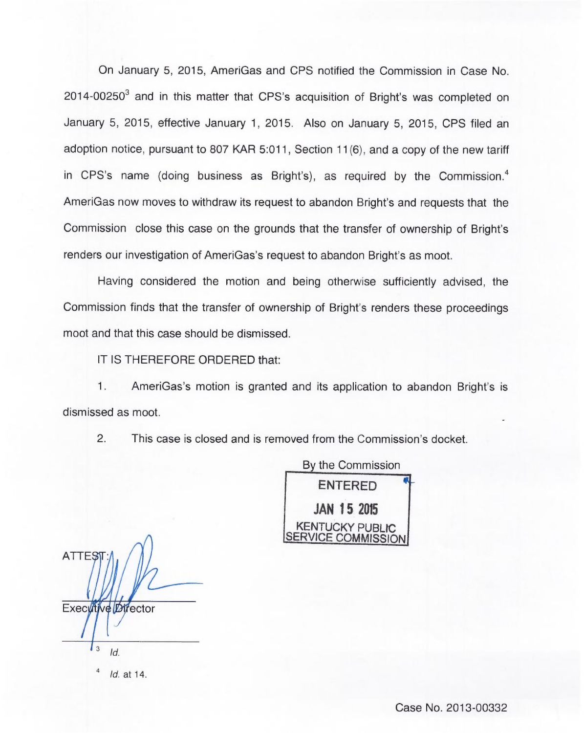On January 5, 2015, AmeriGas and CPS notified the Commission in Case No. 2014-00250[3] and in this matter that CPS's acquisition of Bright's was completed on January 5, 2015, effective January 1, 2015. Also on January 5, 2015, CPS filed an adoption notice, pursuant to 807 KAR 5:011, Section 11(6), and a copy of the new tariff in CPS's name (doing business as Bright's), as required by the Commission.[4] AmeriGas now moves to withdraw its request to abandon Bright's and requests that the Commission close this case on the grounds that the transfer of ownership of Bright's renders our investigation of AmeriGas's request to abandon Bright's as moot.

Having considered the motion and being otherwise sufficiently advised, the Commission finds that the transfer of ownership of Bright's renders these proceedings moot and that this case should be dismissed.

IT IS THEREFORE ORDERED that:

1. AmeriGas's motion is granted and its application to abandon Bright's is dismissed as moot.

2. This case is closed and is removed from the Commission's docket.

By the Commission

ENTERED

JAN 15 2015

KENTUCKY PUBLIC SERVICE COMMISSION

ATTEST:

Executive Director

---

[3] *Id.*

[4] *Id.* at 14.

Case No. 2013-00332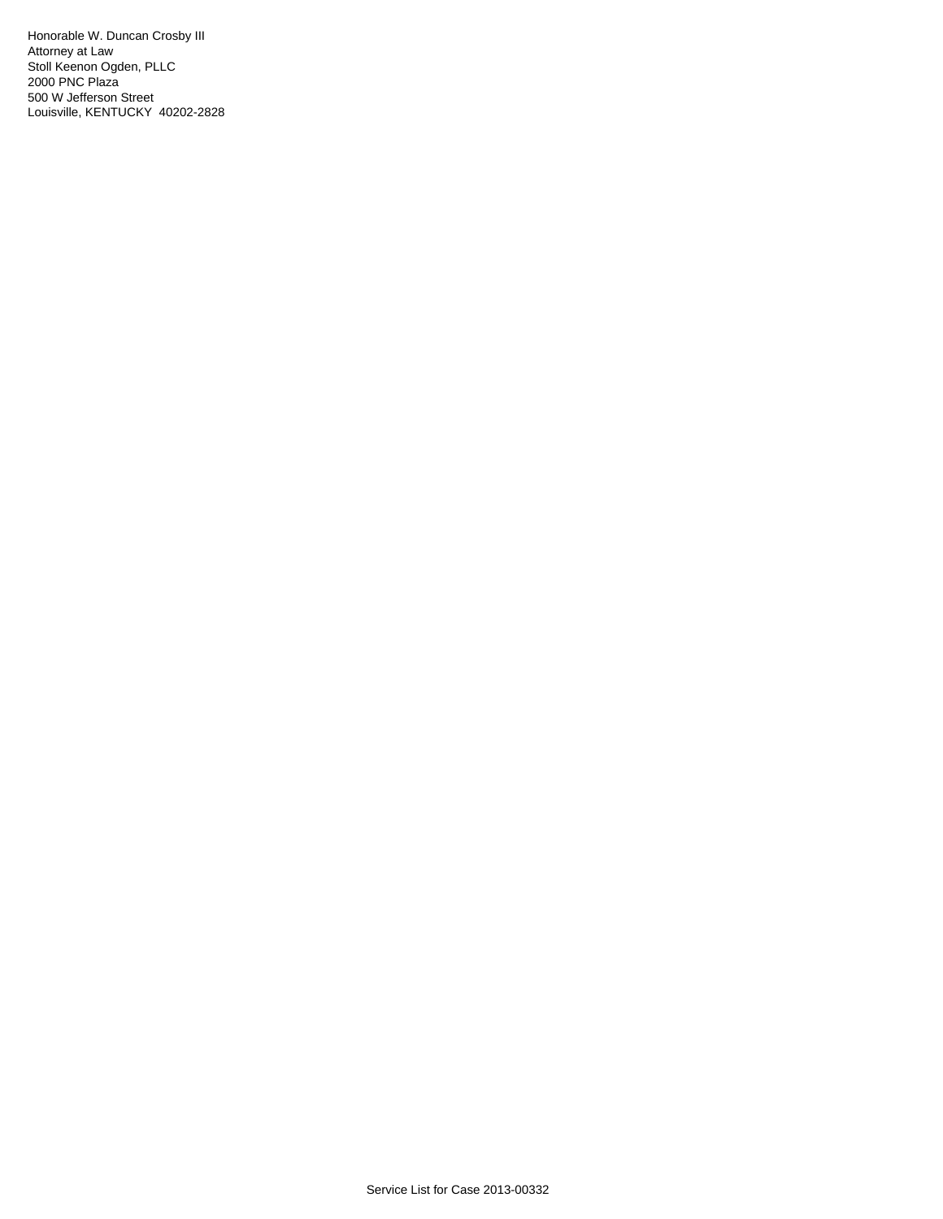Honorable W. Duncan Crosby III
Attorney at Law
Stoll Keenon Ogden, PLLC
2000 PNC Plaza
500 W Jefferson Street
Louisville, KENTUCKY 40202-2828